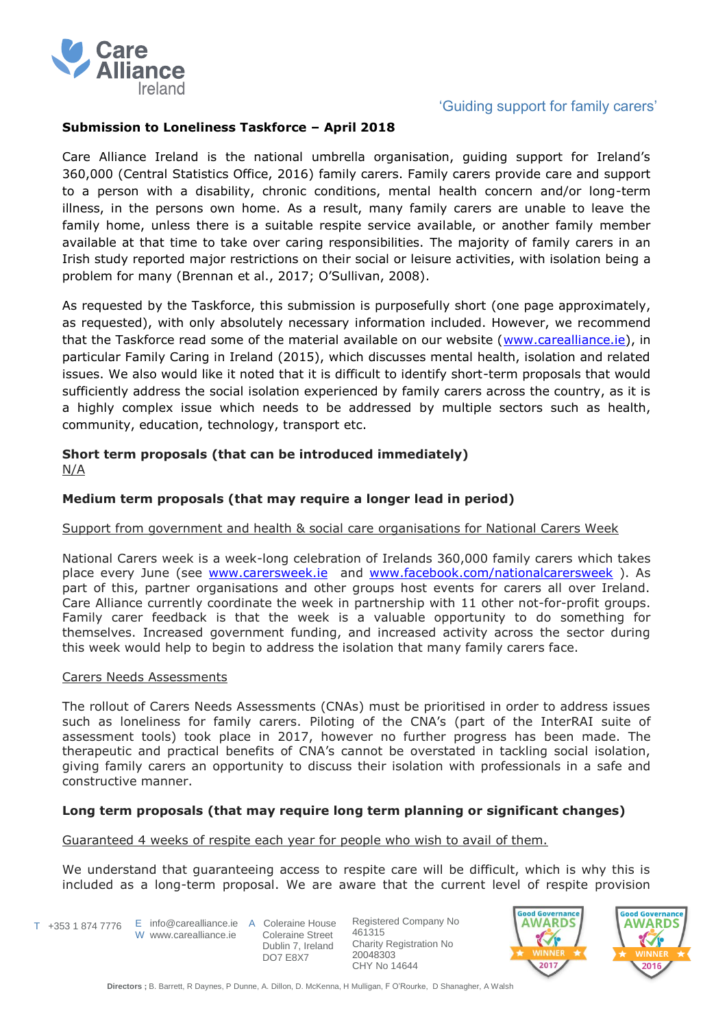'Guiding support for family carers'

**Submission to Loneliness Taskforce – April 2018**

Care Alliance Ireland is the national umbrella organisation, guiding support for Ireland's 360,000 (Central Statistics Office, 2016) family carers. Family carers provide care and support to a person with a disability, chronic conditions, mental health concern and/or long-term illness, in the persons own home. As a result, many family carers are unable to leave the family home, unless there is a suitable respite service available, or another family member available at that time to take over caring responsibilities. The majority of family carers in an Irish study reported major restrictions on their social or leisure activities, with isolation being a problem for many (Brennan et al., 2017; O'Sullivan, 2008).

As requested by the Taskforce, this submission is purposefully short (one page approximately, as requested), with only absolutely necessary information included. However, we recommend that the Taskforce read some of the material available on our website (www.carealliance.ie), in particular Family Caring in Ireland (2015), which discusses mental health, isolation and related issues. We also would like it noted that it is difficult to identify short-term proposals that would sufficiently address the social isolation experienced by family carers across the country, as it is a highly complex issue which needs to be addressed by multiple sectors such as health, community, education, technology, transport etc.

**Short term proposals (that can be introduced immediately)**
N/A

**Medium term proposals (that may require a longer lead in period)**

Support from government and health & social care organisations for National Carers Week

National Carers week is a week-long celebration of Irelands 360,000 family carers which takes place every June (see www.carersweek.ie and www.facebook.com/nationalcarersweek ). As part of this, partner organisations and other groups host events for carers all over Ireland. Care Alliance currently coordinate the week in partnership with 11 other not-for-profit groups. Family carer feedback is that the week is a valuable opportunity to do something for themselves. Increased government funding, and increased activity across the sector during this week would help to begin to address the isolation that many family carers face.

Carers Needs Assessments

The rollout of Carers Needs Assessments (CNAs) must be prioritised in order to address issues such as loneliness for family carers. Piloting of the CNA's (part of the InterRAI suite of assessment tools) took place in 2017, however no further progress has been made. The therapeutic and practical benefits of CNA's cannot be overstated in tackling social isolation, giving family carers an opportunity to discuss their isolation with professionals in a safe and constructive manner.

**Long term proposals (that may require long term planning or significant changes)**

Guaranteed 4 weeks of respite each year for people who wish to avail of them.

We understand that guaranteeing access to respite care will be difficult, which is why this is included as a long-term proposal. We are aware that the current level of respite provision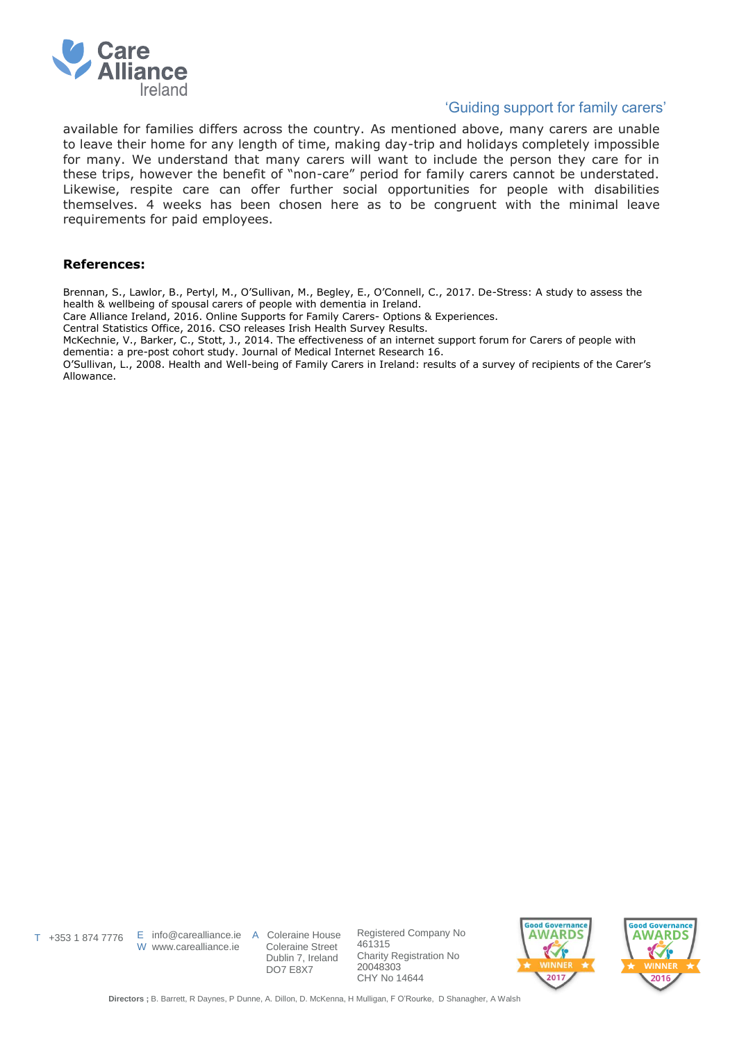available for families differs across the country. As mentioned above, many carers are unable to leave their home for any length of time, making day-trip and holidays completely impossible for many. We understand that many carers will want to include the person they care for in these trips, however the benefit of "non-care" period for family carers cannot be understated. Likewise, respite care can offer further social opportunities for people with disabilities themselves. 4 weeks has been chosen here as to be congruent with the minimal leave requirements for paid employees.

**References:**

Brennan, S., Lawlor, B., Pertyl, M., O'Sullivan, M., Begley, E., O'Connell, C., 2017. De-Stress: A study to assess the health & wellbeing of spousal carers of people with dementia in Ireland.
Care Alliance Ireland, 2016. Online Supports for Family Carers- Options & Experiences.
Central Statistics Office, 2016. CSO releases Irish Health Survey Results.
McKechnie, V., Barker, C., Stott, J., 2014. The effectiveness of an internet support forum for Carers of people with dementia: a pre-post cohort study. Journal of Medical Internet Research 16.
O'Sullivan, L., 2008. Health and Well-being of Family Carers in Ireland: results of a survey of recipients of the Carer's Allowance.